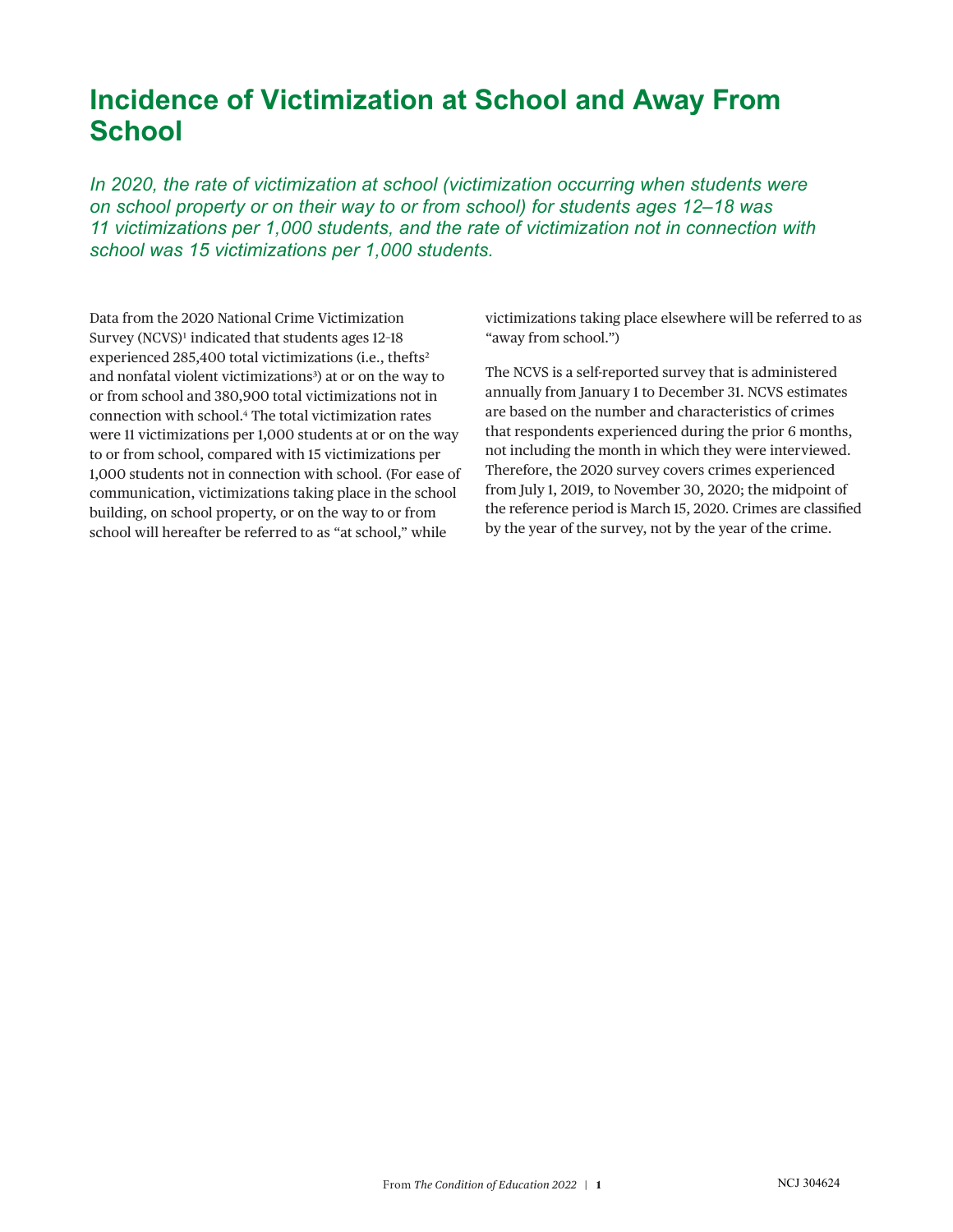# Incidence of Victimization at School and Away From School

*In 2020, the rate of victimization at school (victimization occurring when students were on school property or on their way to or from school) for students ages 12–18 was 11 victimizations per 1,000 students, and the rate of victimization not in connection with school was 15 victimizations per 1,000 students.*

Data from the 2020 National Crime Victimization Survey (NCVS)[1] indicated that students ages 12–18 experienced 285,400 total victimizations (i.e., thefts[2] and nonfatal violent victimizations[3]) at or on the way to or from school and 380,900 total victimizations not in connection with school.[4] The total victimization rates were 11 victimizations per 1,000 students at or on the way to or from school, compared with 15 victimizations per 1,000 students not in connection with school. (For ease of communication, victimizations taking place in the school building, on school property, or on the way to or from school will hereafter be referred to as "at school," while victimizations taking place elsewhere will be referred to as "away from school.")

The NCVS is a self-reported survey that is administered annually from January 1 to December 31. NCVS estimates are based on the number and characteristics of crimes that respondents experienced during the prior 6 months, not including the month in which they were interviewed. Therefore, the 2020 survey covers crimes experienced from July 1, 2019, to November 30, 2020; the midpoint of the reference period is March 15, 2020. Crimes are classified by the year of the survey, not by the year of the crime.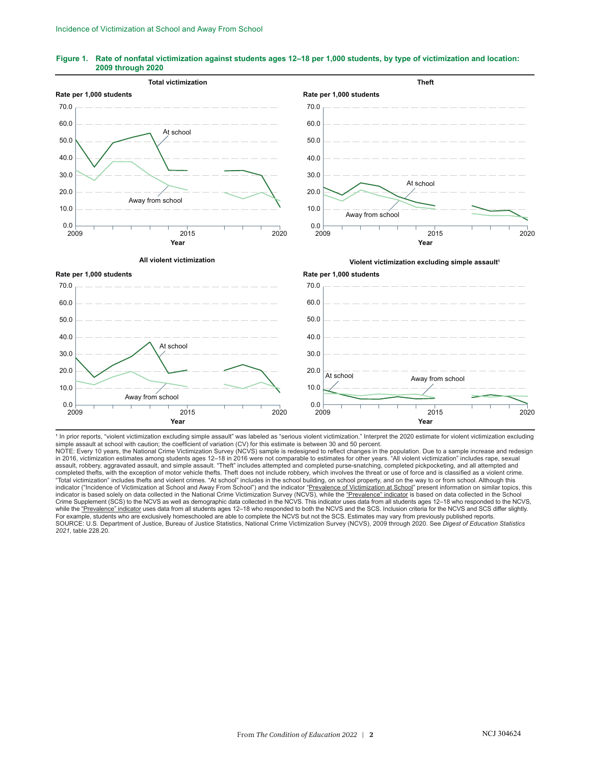**Figure 1. Rate of nonfatal victimization against students ages 12–18 per 1,000 students, by type of victimization and location: 2009 through 2020**

Total victimization

Rate per 1,000 students

70.0
60.0
50.0
40.0
30.0
20.0
10.0
0.0

At school

Away from school

2009
2015
2020

Year

Theft

Rate per 1,000 students

70.0
60.0
50.0
40.0
30.0
20.0
10.0
0.0

At school

Away from school

2009
2015
2020

Year

All violent victimization

Rate per 1,000 students

70.0
60.0
50.0
40.0
30.0
20.0
10.0
0.0

At school

Away from school

2009
2015
2020

Year

Violent victimization excluding simple assault[1]

Rate per 1,000 students

70.0
60.0
50.0
40.0
30.0
20.0
10.0
0.0

At school

Away from school

2009
2015
2020

Year

[1] In prior reports, "violent victimization excluding simple assault" was labeled as "serious violent victimization." Interpret the 2020 estimate for violent victimization excluding simple assault at school with caution; the coefficient of variation (CV) for this estimate is between 30 and 50 percent.

NOTE: Every 10 years, the National Crime Victimization Survey (NCVS) sample is redesigned to reflect changes in the population. Due to a sample increase and redesign in 2016, victimization estimates among students ages 12–18 in 2016 were not comparable to estimates for other years. "All violent victimization" includes rape, sexual assault, robbery, aggravated assault, and simple assault. "Theft" includes attempted and completed purse-snatching, completed pickpocketing, and all attempted and completed thefts, with the exception of motor vehicle thefts. Theft does not include robbery, which involves the threat or use of force and is classified as a violent crime. "Total victimization" includes thefts and violent crimes. "At school" includes in the school building, on school property, and on the way to or from school. Although this indicator ("Incidence of Victimization at School and Away From School") and the indicator "Prevalence of Victimization at School" present information on similar topics, this indicator is based solely on data collected in the National Crime Victimization Survey (NCVS), while the "Prevalence" indicator is based on data collected in the School Crime Supplement (SCS) to the NCVS as well as demographic data collected in the NCVS. This indicator uses data from all students ages 12–18 who responded to the NCVS, while the "Prevalence" indicator uses data from all students ages 12–18 who responded to both the NCVS and the SCS. Inclusion criteria for the NCVS and SCS differ slightly. For example, students who are exclusively homeschooled are able to complete the NCVS but not the SCS. Estimates may vary from previously published reports.

SOURCE: U.S. Department of Justice, Bureau of Justice Statistics, National Crime Victimization Survey (NCVS), 2009 through 2020. See *Digest of Education Statistics 2021*, table 228.20.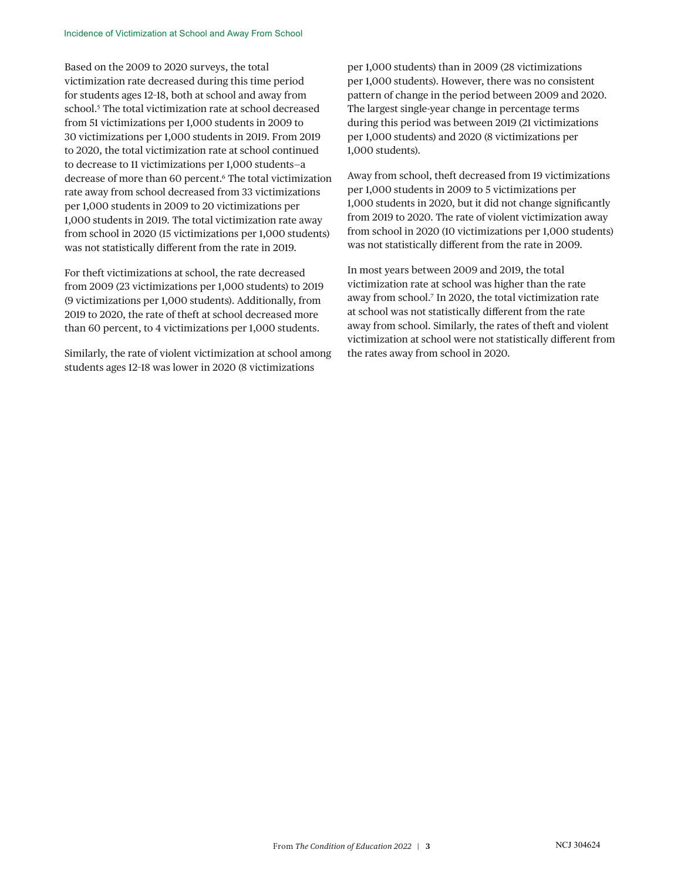Based on the 2009 to 2020 surveys, the total victimization rate decreased during this time period for students ages 12–18, both at school and away from school.[5] The total victimization rate at school decreased from 51 victimizations per 1,000 students in 2009 to 30 victimizations per 1,000 students in 2019. From 2019 to 2020, the total victimization rate at school continued to decrease to 11 victimizations per 1,000 students—a decrease of more than 60 percent.[6] The total victimization rate away from school decreased from 33 victimizations per 1,000 students in 2009 to 20 victimizations per 1,000 students in 2019. The total victimization rate away from school in 2020 (15 victimizations per 1,000 students) was not statistically different from the rate in 2019.

For theft victimizations at school, the rate decreased from 2009 (23 victimizations per 1,000 students) to 2019 (9 victimizations per 1,000 students). Additionally, from 2019 to 2020, the rate of theft at school decreased more than 60 percent, to 4 victimizations per 1,000 students.

Similarly, the rate of violent victimization at school among students ages 12–18 was lower in 2020 (8 victimizations per 1,000 students) than in 2009 (28 victimizations per 1,000 students). However, there was no consistent pattern of change in the period between 2009 and 2020. The largest single-year change in percentage terms during this period was between 2019 (21 victimizations per 1,000 students) and 2020 (8 victimizations per 1,000 students).

Away from school, theft decreased from 19 victimizations per 1,000 students in 2009 to 5 victimizations per 1,000 students in 2020, but it did not change significantly from 2019 to 2020. The rate of violent victimization away from school in 2020 (10 victimizations per 1,000 students) was not statistically different from the rate in 2009.

In most years between 2009 and 2019, the total victimization rate at school was higher than the rate away from school.[7] In 2020, the total victimization rate at school was not statistically different from the rate away from school. Similarly, the rates of theft and violent victimization at school were not statistically different from the rates away from school in 2020.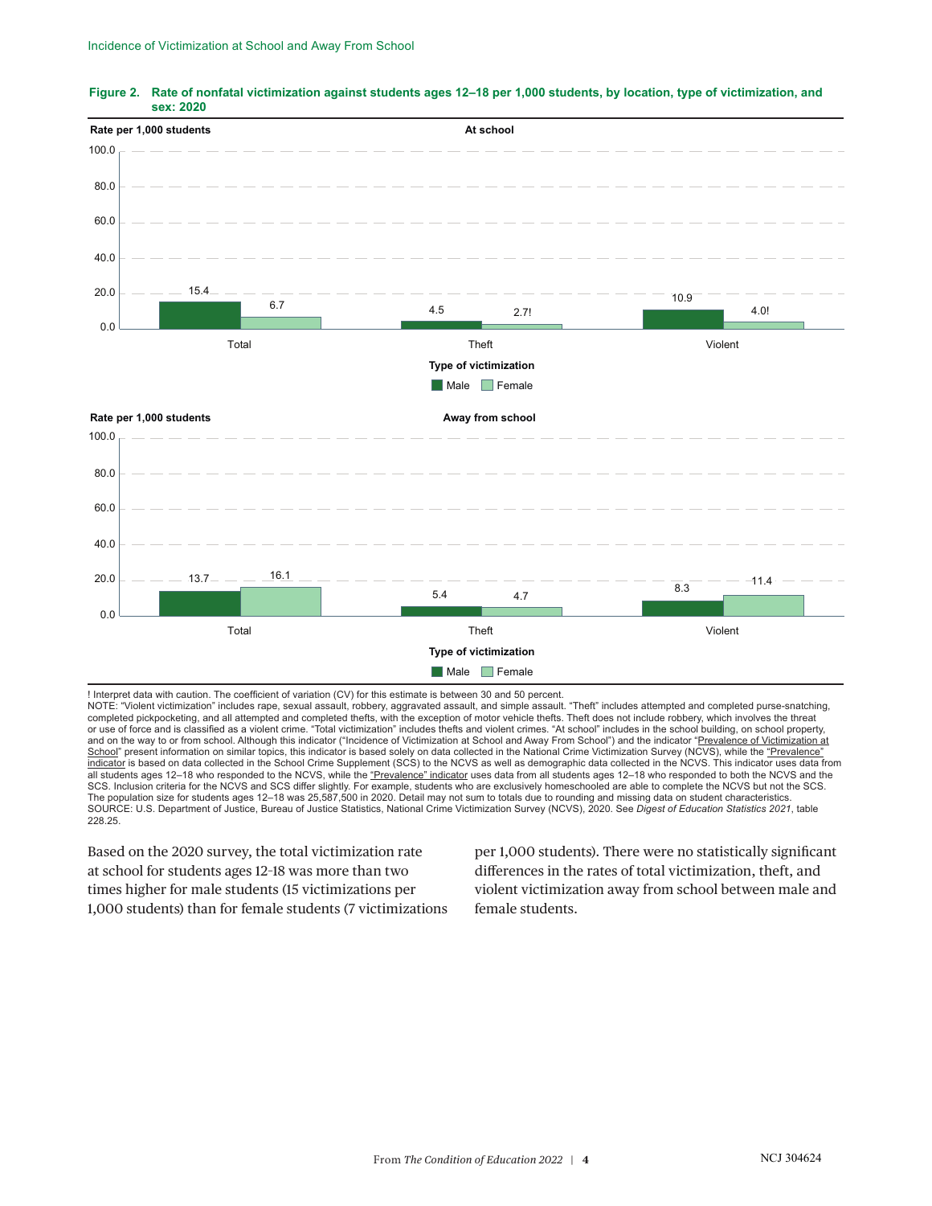**Figure 2. Rate of nonfatal victimization against students ages 12–18 per 1,000 students, by location, type of victimization, and sex: 2020**

Rate per 1,000 students

At school

100.0
80.0
60.0
40.0
20.0
0.0

15.4
6.7
4.5
2.7!
10.9
4.0!

Total
Theft
Violent

Type of victimization

Male
Female

Rate per 1,000 students

Away from school

100.0
80.0
60.0
40.0
20.0
0.0

13.7
16.1
5.4
4.7
8.3
11.4

Total
Theft
Violent

Type of victimization

Male
Female

! Interpret data with caution. The coefficient of variation (CV) for this estimate is between 30 and 50 percent.
NOTE: "Violent victimization" includes rape, sexual assault, robbery, aggravated assault, and simple assault. "Theft" includes attempted and completed purse-snatching, completed pickpocketing, and all attempted and completed thefts, with the exception of motor vehicle thefts. Theft does not include robbery, which involves the threat or use of force and is classified as a violent crime. "Total victimization" includes thefts and violent crimes. "At school" includes in the school building, on school property, and on the way to or from school. Although this indicator ("Incidence of Victimization at School and Away From School") and the indicator "Prevalence of Victimization at School" present information on similar topics, this indicator is based solely on data collected in the National Crime Victimization Survey (NCVS), while the "Prevalence" indicator is based on data collected in the School Crime Supplement (SCS) to the NCVS as well as demographic data collected in the NCVS. This indicator uses data from all students ages 12–18 who responded to the NCVS, while the "Prevalence" indicator uses data from all students ages 12–18 who responded to both the NCVS and the SCS. Inclusion criteria for the NCVS and SCS differ slightly. For example, students who are exclusively homeschooled are able to complete the NCVS but not the SCS. The population size for students ages 12–18 was 25,587,500 in 2020. Detail may not sum to totals due to rounding and missing data on student characteristics.
SOURCE: U.S. Department of Justice, Bureau of Justice Statistics, National Crime Victimization Survey (NCVS), 2020. See *Digest of Education Statistics 2021*, table 228.25.

Based on the 2020 survey, the total victimization rate at school for students ages 12–18 was more than two times higher for male students (15 victimizations per 1,000 students) than for female students (7 victimizations per 1,000 students). There were no statistically significant differences in the rates of total victimization, theft, and violent victimization away from school between male and female students.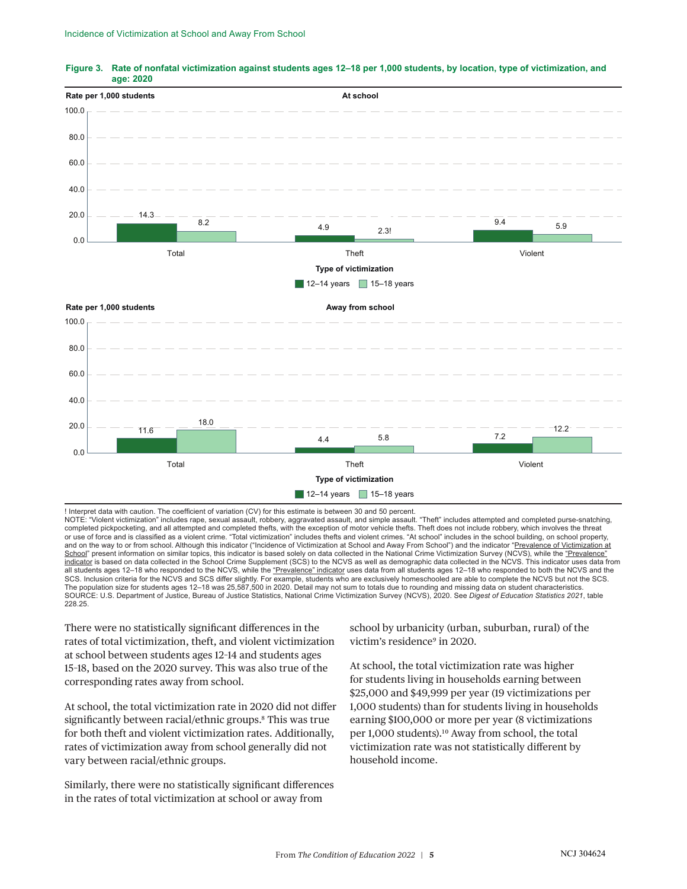**Figure 3. Rate of nonfatal victimization against students ages 12–18 per 1,000 students, by location, type of victimization, and age: 2020**

Rate per 1,000 students

At school

100.0
80.0
60.0
40.0
20.0
0.0

14.3
8.2
4.9
2.3!
9.4
5.9

Total
Theft
Violent

Type of victimization

12–14 years
15–18 years

Rate per 1,000 students

Away from school

100.0
80.0
60.0
40.0
20.0
0.0

11.6
18.0
4.4
5.8
7.2
12.2

Total
Theft
Violent

Type of victimization

12–14 years
15–18 years

! Interpret data with caution. The coefficient of variation (CV) for this estimate is between 30 and 50 percent.
NOTE: "Violent victimization" includes rape, sexual assault, robbery, aggravated assault, and simple assault. "Theft" includes attempted and completed purse-snatching, completed pickpocketing, and all attempted and completed thefts, with the exception of motor vehicle thefts. Theft does not include robbery, which involves the threat or use of force and is classified as a violent crime. "Total victimization" includes thefts and violent crimes. "At school" includes in the school building, on school property, and on the way to or from school. Although this indicator ("Incidence of Victimization at School and Away From School") and the indicator "Prevalence of Victimization at School" present information on similar topics, this indicator is based solely on data collected in the National Crime Victimization Survey (NCVS), while the "Prevalence" indicator is based on data collected in the School Crime Supplement (SCS) to the NCVS as well as demographic data collected in the NCVS. This indicator uses data from all students ages 12–18 who responded to the NCVS, while the "Prevalence" indicator uses data from all students ages 12–18 who responded to both the NCVS and the SCS. Inclusion criteria for the NCVS and SCS differ slightly. For example, students who are exclusively homeschooled are able to complete the NCVS but not the SCS. The population size for students ages 12–18 was 25,587,500 in 2020. Detail may not sum to totals due to rounding and missing data on student characteristics.
SOURCE: U.S. Department of Justice, Bureau of Justice Statistics, National Crime Victimization Survey (NCVS), 2020. See *Digest of Education Statistics 2021*, table 228.25.

There were no statistically significant differences in the rates of total victimization, theft, and violent victimization at school between students ages 12–14 and students ages 15–18, based on the 2020 survey. This was also true of the corresponding rates away from school.

At school, the total victimization rate in 2020 did not differ significantly between racial/ethnic groups.[8] This was true for both theft and violent victimization rates. Additionally, rates of victimization away from school generally did not vary between racial/ethnic groups.

Similarly, there were no statistically significant differences in the rates of total victimization at school or away from school by urbanicity (urban, suburban, rural) of the victim's residence[9] in 2020.

At school, the total victimization rate was higher for students living in households earning between $25,000 and $49,999 per year (19 victimizations per 1,000 students) than for students living in households earning $100,000 or more per year (8 victimizations per 1,000 students).[10] Away from school, the total victimization rate was not statistically different by household income.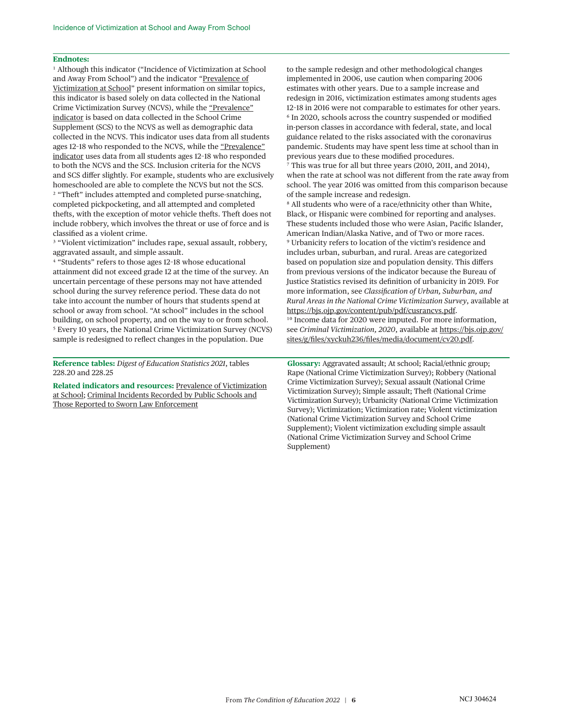**Endnotes:**

[1] Although this indicator ("Incidence of Victimization at School and Away From School") and the indicator "Prevalence of Victimization at School" present information on similar topics, this indicator is based solely on data collected in the National Crime Victimization Survey (NCVS), while the "Prevalence" indicator is based on data collected in the School Crime Supplement (SCS) to the NCVS as well as demographic data collected in the NCVS. This indicator uses data from all students ages 12–18 who responded to the NCVS, while the "Prevalence" indicator uses data from all students ages 12–18 who responded to both the NCVS and the SCS. Inclusion criteria for the NCVS and SCS differ slightly. For example, students who are exclusively homeschooled are able to complete the NCVS but not the SCS.

[2] "Theft" includes attempted and completed purse-snatching, completed pickpocketing, and all attempted and completed thefts, with the exception of motor vehicle thefts. Theft does not include robbery, which involves the threat or use of force and is classified as a violent crime.

[3] "Violent victimization" includes rape, sexual assault, robbery, aggravated assault, and simple assault.

[4] "Students" refers to those ages 12–18 whose educational attainment did not exceed grade 12 at the time of the survey. An uncertain percentage of these persons may not have attended school during the survey reference period. These data do not take into account the number of hours that students spend at school or away from school. "At school" includes in the school building, on school property, and on the way to or from school.

[5] Every 10 years, the National Crime Victimization Survey (NCVS) sample is redesigned to reflect changes in the population. Due to the sample redesign and other methodological changes implemented in 2006, use caution when comparing 2006 estimates with other years. Due to a sample increase and redesign in 2016, victimization estimates among students ages 12–18 in 2016 were not comparable to estimates for other years.

[6] In 2020, schools across the country suspended or modified in-person classes in accordance with federal, state, and local guidance related to the risks associated with the coronavirus pandemic. Students may have spent less time at school than in previous years due to these modified procedures.

[7] This was true for all but three years (2010, 2011, and 2014), when the rate at school was not different from the rate away from school. The year 2016 was omitted from this comparison because of the sample increase and redesign.

[8] All students who were of a race/ethnicity other than White, Black, or Hispanic were combined for reporting and analyses. These students included those who were Asian, Pacific Islander, American Indian/Alaska Native, and of Two or more races.

[9] Urbanicity refers to location of the victim's residence and includes urban, suburban, and rural. Areas are categorized based on population size and population density. This differs from previous versions of the indicator because the Bureau of Justice Statistics revised its definition of urbanicity in 2019. For more information, see *Classification of Urban, Suburban, and Rural Areas in the National Crime Victimization Survey*, available at https://bjs.ojp.gov/content/pub/pdf/cusrancvs.pdf.

[10] Income data for 2020 were imputed. For more information, see *Criminal Victimization, 2020*, available at https://bjs.ojp.gov/sites/g/files/xyckuh236/files/media/document/cv20.pdf.

**Reference tables:** *Digest of Education Statistics 2021*, tables 228.20 and 228.25

**Related indicators and resources:** Prevalence of Victimization at School; Criminal Incidents Recorded by Public Schools and Those Reported to Sworn Law Enforcement

**Glossary:** Aggravated assault; At school; Racial/ethnic group; Rape (National Crime Victimization Survey); Robbery (National Crime Victimization Survey); Sexual assault (National Crime Victimization Survey); Simple assault; Theft (National Crime Victimization Survey); Urbanicity (National Crime Victimization Survey); Victimization; Victimization rate; Violent victimization (National Crime Victimization Survey and School Crime Supplement); Violent victimization excluding simple assault (National Crime Victimization Survey and School Crime Supplement)

NCJ 304624